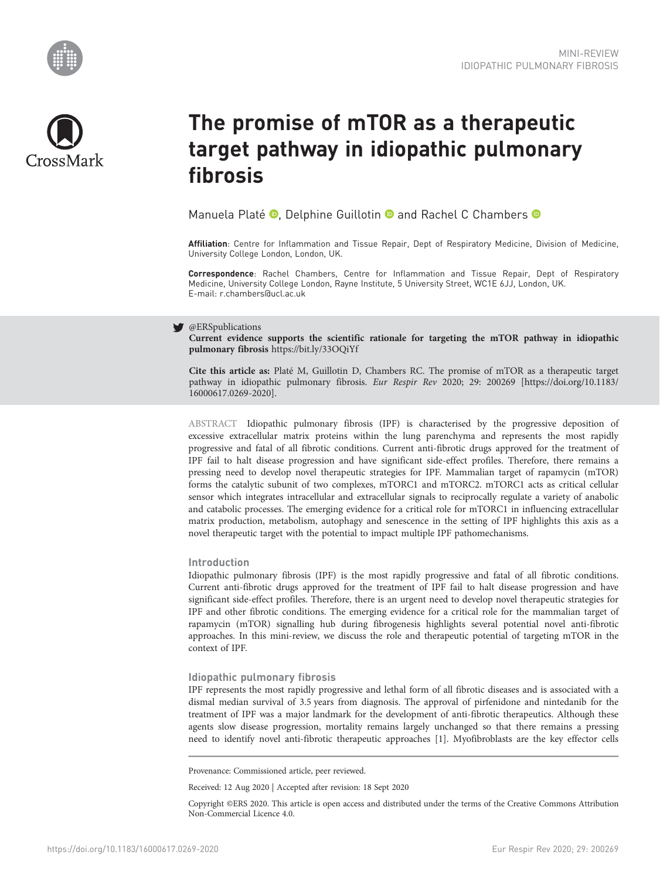MINI-REVIEW
IDIOPATHIC PULMONARY FIBROSIS

# The promise of mTOR as a therapeutic target pathway in idiopathic pulmonary fibrosis

Manuela Platé, Delphine Guillotin and Rachel C Chambers

**Affiliation**: Centre for Inflammation and Tissue Repair, Dept of Respiratory Medicine, Division of Medicine, University College London, London, UK.

**Correspondence**: Rachel Chambers, Centre for Inflammation and Tissue Repair, Dept of Respiratory Medicine, University College London, Rayne Institute, 5 University Street, WC1E 6JJ, London, UK. E-mail: r.chambers@ucl.ac.uk

@ERSpublications
**Current evidence supports the scientific rationale for targeting the mTOR pathway in idiopathic pulmonary fibrosis** https://bit.ly/33OQiYf

**Cite this article as:** Platé M, Guillotin D, Chambers RC. The promise of mTOR as a therapeutic target pathway in idiopathic pulmonary fibrosis. *Eur Respir Rev* 2020; 29: 200269 [https://doi.org/10.1183/16000617.0269-2020].

ABSTRACT Idiopathic pulmonary fibrosis (IPF) is characterised by the progressive deposition of excessive extracellular matrix proteins within the lung parenchyma and represents the most rapidly progressive and fatal of all fibrotic conditions. Current anti-fibrotic drugs approved for the treatment of IPF fail to halt disease progression and have significant side-effect profiles. Therefore, there remains a pressing need to develop novel therapeutic strategies for IPF. Mammalian target of rapamycin (mTOR) forms the catalytic subunit of two complexes, mTORC1 and mTORC2. mTORC1 acts as critical cellular sensor which integrates intracellular and extracellular signals to reciprocally regulate a variety of anabolic and catabolic processes. The emerging evidence for a critical role for mTORC1 in influencing extracellular matrix production, metabolism, autophagy and senescence in the setting of IPF highlights this axis as a novel therapeutic target with the potential to impact multiple IPF pathomechanisms.

## Introduction

Idiopathic pulmonary fibrosis (IPF) is the most rapidly progressive and fatal of all fibrotic conditions. Current anti-fibrotic drugs approved for the treatment of IPF fail to halt disease progression and have significant side-effect profiles. Therefore, there is an urgent need to develop novel therapeutic strategies for IPF and other fibrotic conditions. The emerging evidence for a critical role for the mammalian target of rapamycin (mTOR) signalling hub during fibrogenesis highlights several potential novel anti-fibrotic approaches. In this mini-review, we discuss the role and therapeutic potential of targeting mTOR in the context of IPF.

## Idiopathic pulmonary fibrosis

IPF represents the most rapidly progressive and lethal form of all fibrotic diseases and is associated with a dismal median survival of 3.5 years from diagnosis. The approval of pirfenidone and nintedanib for the treatment of IPF was a major landmark for the development of anti-fibrotic therapeutics. Although these agents slow disease progression, mortality remains largely unchanged so that there remains a pressing need to identify novel anti-fibrotic therapeutic approaches [1]. Myofibroblasts are the key effector cells

Provenance: Commissioned article, peer reviewed.

Received: 12 Aug 2020 | Accepted after revision: 18 Sept 2020

Copyright ©ERS 2020. This article is open access and distributed under the terms of the Creative Commons Attribution Non-Commercial Licence 4.0.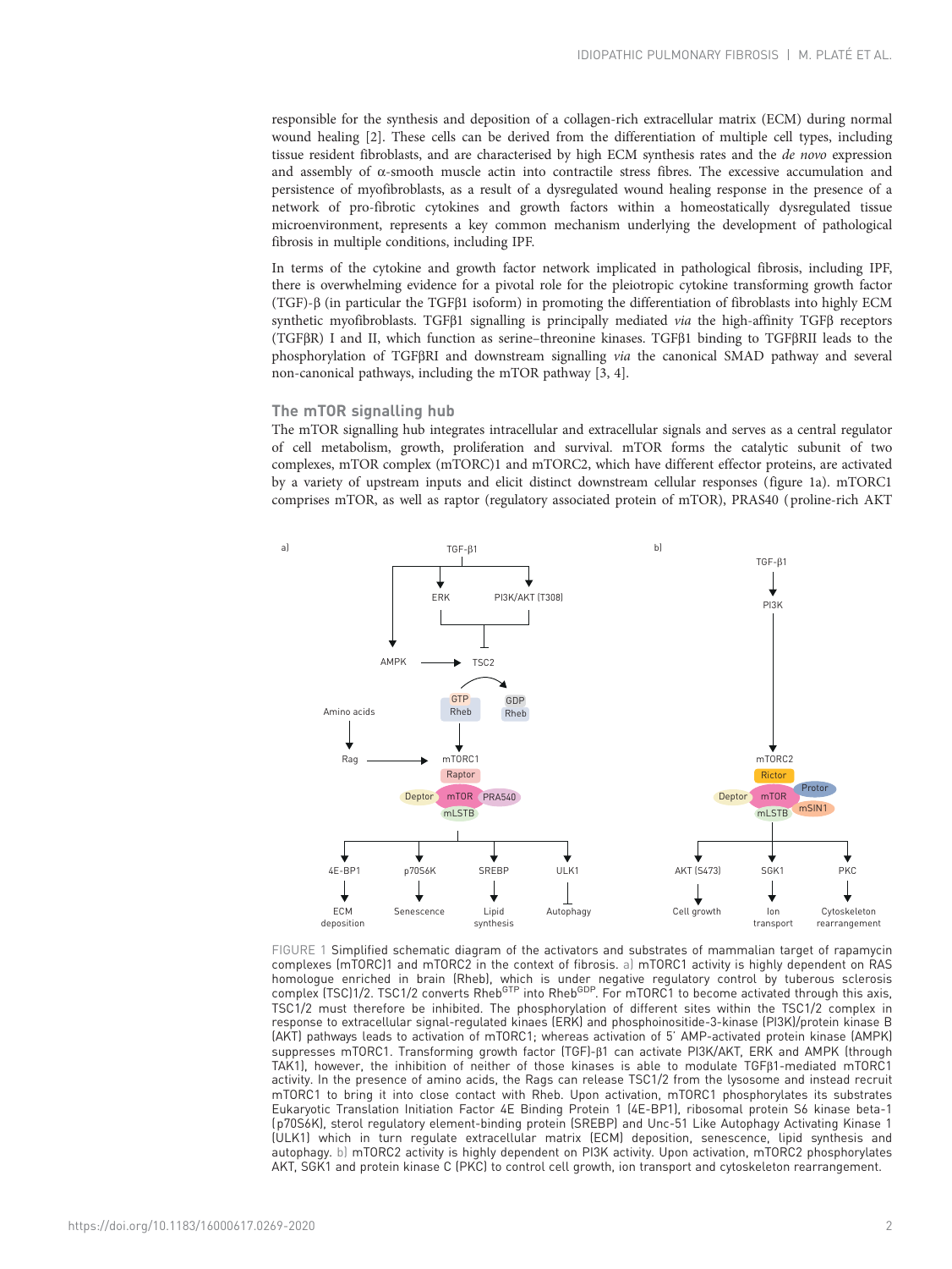responsible for the synthesis and deposition of a collagen-rich extracellular matrix (ECM) during normal wound healing [2]. These cells can be derived from the differentiation of multiple cell types, including tissue resident fibroblasts, and are characterised by high ECM synthesis rates and the *de novo* expression and assembly of α-smooth muscle actin into contractile stress fibres. The excessive accumulation and persistence of myofibroblasts, as a result of a dysregulated wound healing response in the presence of a network of pro-fibrotic cytokines and growth factors within a homeostatically dysregulated tissue microenvironment, represents a key common mechanism underlying the development of pathological fibrosis in multiple conditions, including IPF.

In terms of the cytokine and growth factor network implicated in pathological fibrosis, including IPF, there is overwhelming evidence for a pivotal role for the pleiotropic cytokine transforming growth factor (TGF)-β (in particular the TGFβ1 isoform) in promoting the differentiation of fibroblasts into highly ECM synthetic myofibroblasts. TGFβ1 signalling is principally mediated *via* the high-affinity TGFβ receptors (TGFβR) I and II, which function as serine–threonine kinases. TGFβ1 binding to TGFβRII leads to the phosphorylation of TGFβRI and downstream signalling *via* the canonical SMAD pathway and several non-canonical pathways, including the mTOR pathway [3, 4].

## The mTOR signalling hub

The mTOR signalling hub integrates intracellular and extracellular signals and serves as a central regulator of cell metabolism, growth, proliferation and survival. mTOR forms the catalytic subunit of two complexes, mTOR complex (mTORC)1 and mTORC2, which have different effector proteins, are activated by a variety of upstream inputs and elicit distinct downstream cellular responses (figure 1a). mTORC1 comprises mTOR, as well as raptor (regulatory associated protein of mTOR), PRAS40 (proline-rich AKT

FIGURE 1 Simplified schematic diagram of the activators and substrates of mammalian target of rapamycin complexes (mTORC)1 and mTORC2 in the context of fibrosis. a) mTORC1 activity is highly dependent on RAS homologue enriched in brain (Rheb), which is under negative regulatory control by tuberous sclerosis complex (TSC)1/2. TSC1/2 converts Rheb$^{GTP}$ into Rheb$^{GDP}$. For mTORC1 to become activated through this axis, TSC1/2 must therefore be inhibited. The phosphorylation of different sites within the TSC1/2 complex in response to extracellular signal-regulated kinaes (ERK) and phosphoinositide-3-kinase (PI3K)/protein kinase B (AKT) pathways leads to activation of mTORC1; whereas activation of 5′ AMP-activated protein kinase (AMPK) suppresses mTORC1. Transforming growth factor (TGF)-β1 can activate PI3K/AKT, ERK and AMPK (through TAK1), however, the inhibition of neither of those kinases is able to modulate TGFβ1-mediated mTORC1 activity. In the presence of amino acids, the Rags can release TSC1/2 from the lysosome and instead recruit mTORC1 to bring it into close contact with Rheb. Upon activation, mTORC1 phosphorylates its substrates Eukaryotic Translation Initiation Factor 4E Binding Protein 1 (4E-BP1), ribosomal protein S6 kinase beta-1 (p70S6K), sterol regulatory element-binding protein (SREBP) and Unc-51 Like Autophagy Activating Kinase 1 (ULK1) which in turn regulate extracellular matrix (ECM) deposition, senescence, lipid synthesis and autophagy. b) mTORC2 activity is highly dependent on PI3K activity. Upon activation, mTORC2 phosphorylates AKT, SGK1 and protein kinase C (PKC) to control cell growth, ion transport and cytoskeleton rearrangement.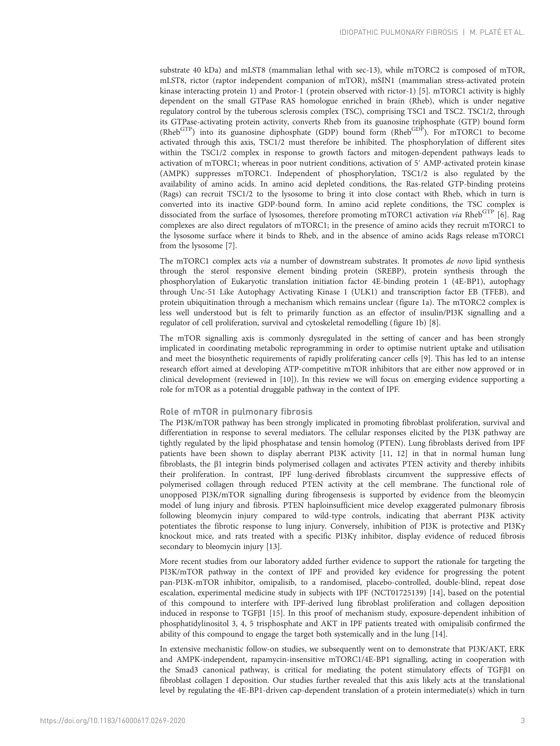substrate 40 kDa) and mLST8 (mammalian lethal with sec-13), while mTORC2 is composed of mTOR, mLST8, rictor (raptor independent companion of mTOR), mSIN1 (mammalian stress-activated protein kinase interacting protein 1) and Protor-1 (protein observed with rictor-1) [5]. mTORC1 activity is highly dependent on the small GTPase RAS homologue enriched in brain (Rheb), which is under negative regulatory control by the tuberous sclerosis complex (TSC), comprising TSC1 and TSC2. TSC1/2, through its GTPase-activating protein activity, converts Rheb from its guanosine triphosphate (GTP) bound form ($Rheb^{GTP}$) into its guanosine diphosphate (GDP) bound form ($Rheb^{GDP}$). For mTORC1 to become activated through this axis, TSC1/2 must therefore be inhibited. The phosphorylation of different sites within the TSC1/2 complex in response to growth factors and mitogen-dependent pathways leads to activation of mTORC1; whereas in poor nutrient conditions, activation of 5′ AMP-activated protein kinase (AMPK) suppresses mTORC1. Independent of phosphorylation, TSC1/2 is also regulated by the availability of amino acids. In amino acid depleted conditions, the Ras-related GTP-binding proteins (Rags) can recruit TSC1/2 to the lysosome to bring it into close contact with Rheb, which in turn is converted into its inactive GDP-bound form. In amino acid replete conditions, the TSC complex is dissociated from the surface of lysosomes, therefore promoting mTORC1 activation *via* $Rheb^{GTP}$ [6]. Rag complexes are also direct regulators of mTORC1; in the presence of amino acids they recruit mTORC1 to the lysosome surface where it binds to Rheb, and in the absence of amino acids Rags release mTORC1 from the lysosome [7].

The mTORC1 complex acts *via* a number of downstream substrates. It promotes *de novo* lipid synthesis through the sterol responsive element binding protein (SREBP), protein synthesis through the phosphorylation of Eukaryotic translation initiation factor 4E-binding protein 1 (4E-BP1), autophagy through Unc-51 Like Autophagy Activating Kinase 1 (ULK1) and transcription factor EB (TFEB), and protein ubiquitination through a mechanism which remains unclear (figure 1a). The mTORC2 complex is less well understood but is felt to primarily function as an effector of insulin/PI3K signalling and a regulator of cell proliferation, survival and cytoskeletal remodelling (figure 1b) [8].

The mTOR signalling axis is commonly dysregulated in the setting of cancer and has been strongly implicated in coordinating metabolic reprogramming in order to optimise nutrient uptake and utilisation and meet the biosynthetic requirements of rapidly proliferating cancer cells [9]. This has led to an intense research effort aimed at developing ATP-competitive mTOR inhibitors that are either now approved or in clinical development (reviewed in [10]). In this review we will focus on emerging evidence supporting a role for mTOR as a potential druggable pathway in the context of IPF.

## Role of mTOR in pulmonary fibrosis

The PI3K/mTOR pathway has been strongly implicated in promoting fibroblast proliferation, survival and differentiation in response to several mediators. The cellular responses elicited by the PI3K pathway are tightly regulated by the lipid phosphatase and tensin homolog (PTEN). Lung fibroblasts derived from IPF patients have been shown to display aberrant PI3K activity [11, 12] in that in normal human lung fibroblasts, the β1 integrin binds polymerised collagen and activates PTEN activity and thereby inhibits their proliferation. In contrast, IPF lung-derived fibroblasts circumvent the suppressive effects of polymerised collagen through reduced PTEN activity at the cell membrane. The functional role of unopposed PI3K/mTOR signalling during fibrogensesis is supported by evidence from the bleomycin model of lung injury and fibrosis. PTEN haploinsufficient mice develop exaggerated pulmonary fibrosis following bleomycin injury compared to wild-type controls, indicating that aberrant PI3K activity potentiates the fibrotic response to lung injury. Conversely, inhibition of PI3K is protective and PI3Kγ knockout mice, and rats treated with a specific PI3Kγ inhibitor, display evidence of reduced fibrosis secondary to bleomycin injury [13].

More recent studies from our laboratory added further evidence to support the rationale for targeting the PI3K/mTOR pathway in the context of IPF and provided key evidence for progressing the potent pan-PI3K-mTOR inhibitor, omipalisib, to a randomised, placebo-controlled, double-blind, repeat dose escalation, experimental medicine study in subjects with IPF (NCT01725139) [14], based on the potential of this compound to interfere with IPF-derived lung fibroblast proliferation and collagen deposition induced in response to TGFβ1 [15]. In this proof of mechanism study, exposure-dependent inhibition of phosphatidylinositol 3, 4, 5 trisphosphate and AKT in IPF patients treated with omipalisib confirmed the ability of this compound to engage the target both systemically and in the lung [14].

In extensive mechanistic follow-on studies, we subsequently went on to demonstrate that PI3K/AKT, ERK and AMPK-independent, rapamycin-insensitive mTORC1/4E-BP1 signalling, acting in cooperation with the Smad3 canonical pathway, is critical for mediating the potent stimulatory effects of TGFβ1 on fibroblast collagen I deposition. Our studies further revealed that this axis likely acts at the translational level by regulating the 4E-BP1-driven cap-dependent translation of a protein intermediate(s) which in turn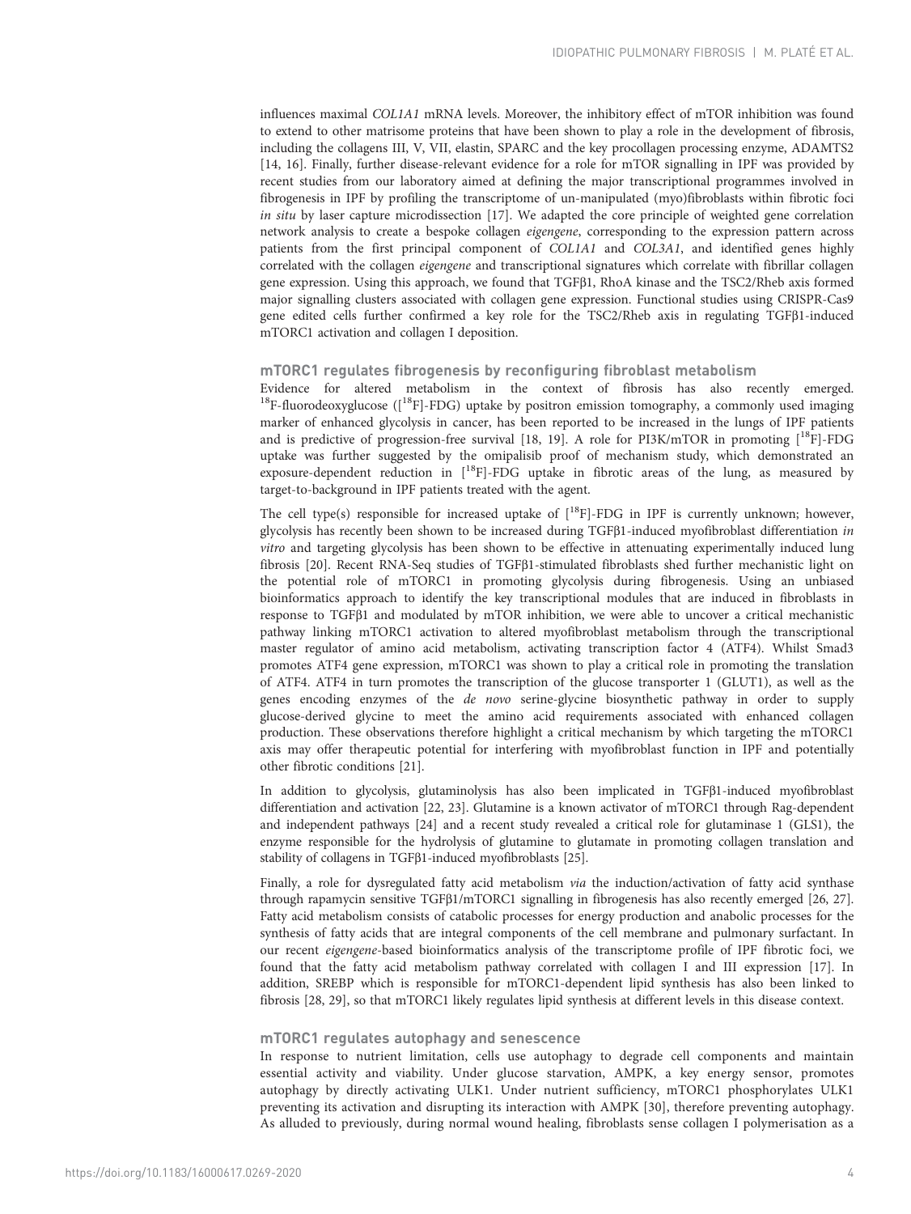influences maximal *COL1A1* mRNA levels. Moreover, the inhibitory effect of mTOR inhibition was found to extend to other matrisome proteins that have been shown to play a role in the development of fibrosis, including the collagens III, V, VII, elastin, SPARC and the key procollagen processing enzyme, ADAMTS2 [14, 16]. Finally, further disease-relevant evidence for a role for mTOR signalling in IPF was provided by recent studies from our laboratory aimed at defining the major transcriptional programmes involved in fibrogenesis in IPF by profiling the transcriptome of un-manipulated (myo)fibroblasts within fibrotic foci *in situ* by laser capture microdissection [17]. We adapted the core principle of weighted gene correlation network analysis to create a bespoke collagen *eigengene*, corresponding to the expression pattern across patients from the first principal component of *COL1A1* and *COL3A1*, and identified genes highly correlated with the collagen *eigengene* and transcriptional signatures which correlate with fibrillar collagen gene expression. Using this approach, we found that TGFβ1, RhoA kinase and the TSC2/Rheb axis formed major signalling clusters associated with collagen gene expression. Functional studies using CRISPR-Cas9 gene edited cells further confirmed a key role for the TSC2/Rheb axis in regulating TGFβ1-induced mTORC1 activation and collagen I deposition.

### mTORC1 regulates fibrogenesis by reconfiguring fibroblast metabolism

Evidence for altered metabolism in the context of fibrosis has also recently emerged. $^{18}$F-fluorodeoxyglucose ([$^{18}$F]-FDG) uptake by positron emission tomography, a commonly used imaging marker of enhanced glycolysis in cancer, has been reported to be increased in the lungs of IPF patients and is predictive of progression-free survival [18, 19]. A role for PI3K/mTOR in promoting [$^{18}$F]-FDG uptake was further suggested by the omipalisib proof of mechanism study, which demonstrated an exposure-dependent reduction in [$^{18}$F]-FDG uptake in fibrotic areas of the lung, as measured by target-to-background in IPF patients treated with the agent.

The cell type(s) responsible for increased uptake of [$^{18}$F]-FDG in IPF is currently unknown; however, glycolysis has recently been shown to be increased during TGFβ1-induced myofibroblast differentiation *in vitro* and targeting glycolysis has been shown to be effective in attenuating experimentally induced lung fibrosis [20]. Recent RNA-Seq studies of TGFβ1-stimulated fibroblasts shed further mechanistic light on the potential role of mTORC1 in promoting glycolysis during fibrogenesis. Using an unbiased bioinformatics approach to identify the key transcriptional modules that are induced in fibroblasts in response to TGFβ1 and modulated by mTOR inhibition, we were able to uncover a critical mechanistic pathway linking mTORC1 activation to altered myofibroblast metabolism through the transcriptional master regulator of amino acid metabolism, activating transcription factor 4 (ATF4). Whilst Smad3 promotes ATF4 gene expression, mTORC1 was shown to play a critical role in promoting the translation of ATF4. ATF4 in turn promotes the transcription of the glucose transporter 1 (GLUT1), as well as the genes encoding enzymes of the *de novo* serine-glycine biosynthetic pathway in order to supply glucose-derived glycine to meet the amino acid requirements associated with enhanced collagen production. These observations therefore highlight a critical mechanism by which targeting the mTORC1 axis may offer therapeutic potential for interfering with myofibroblast function in IPF and potentially other fibrotic conditions [21].

In addition to glycolysis, glutaminolysis has also been implicated in TGFβ1-induced myofibroblast differentiation and activation [22, 23]. Glutamine is a known activator of mTORC1 through Rag-dependent and independent pathways [24] and a recent study revealed a critical role for glutaminase 1 (GLS1), the enzyme responsible for the hydrolysis of glutamine to glutamate in promoting collagen translation and stability of collagens in TGFβ1-induced myofibroblasts [25].

Finally, a role for dysregulated fatty acid metabolism *via* the induction/activation of fatty acid synthase through rapamycin sensitive TGFβ1/mTORC1 signalling in fibrogenesis has also recently emerged [26, 27]. Fatty acid metabolism consists of catabolic processes for energy production and anabolic processes for the synthesis of fatty acids that are integral components of the cell membrane and pulmonary surfactant. In our recent *eigengene*-based bioinformatics analysis of the transcriptome profile of IPF fibrotic foci, we found that the fatty acid metabolism pathway correlated with collagen I and III expression [17]. In addition, SREBP which is responsible for mTORC1-dependent lipid synthesis has also been linked to fibrosis [28, 29], so that mTORC1 likely regulates lipid synthesis at different levels in this disease context.

### mTORC1 regulates autophagy and senescence

In response to nutrient limitation, cells use autophagy to degrade cell components and maintain essential activity and viability. Under glucose starvation, AMPK, a key energy sensor, promotes autophagy by directly activating ULK1. Under nutrient sufficiency, mTORC1 phosphorylates ULK1 preventing its activation and disrupting its interaction with AMPK [30], therefore preventing autophagy. As alluded to previously, during normal wound healing, fibroblasts sense collagen I polymerisation as a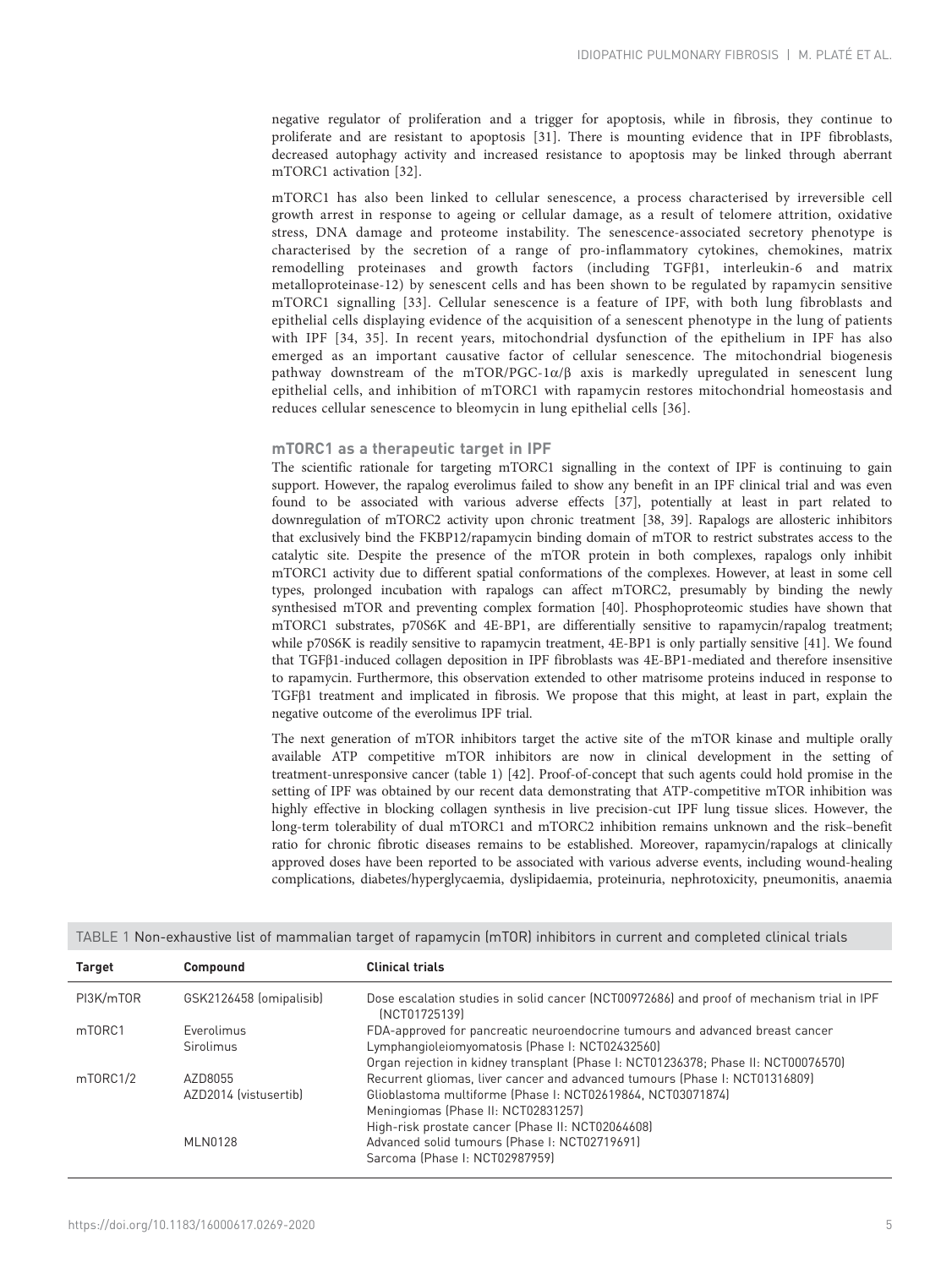negative regulator of proliferation and a trigger for apoptosis, while in fibrosis, they continue to proliferate and are resistant to apoptosis [31]. There is mounting evidence that in IPF fibroblasts, decreased autophagy activity and increased resistance to apoptosis may be linked through aberrant mTORC1 activation [32].

mTORC1 has also been linked to cellular senescence, a process characterised by irreversible cell growth arrest in response to ageing or cellular damage, as a result of telomere attrition, oxidative stress, DNA damage and proteome instability. The senescence-associated secretory phenotype is characterised by the secretion of a range of pro-inflammatory cytokines, chemokines, matrix remodelling proteinases and growth factors (including TGFβ1, interleukin-6 and matrix metalloproteinase-12) by senescent cells and has been shown to be regulated by rapamycin sensitive mTORC1 signalling [33]. Cellular senescence is a feature of IPF, with both lung fibroblasts and epithelial cells displaying evidence of the acquisition of a senescent phenotype in the lung of patients with IPF [34, 35]. In recent years, mitochondrial dysfunction of the epithelium in IPF has also emerged as an important causative factor of cellular senescence. The mitochondrial biogenesis pathway downstream of the mTOR/PGC-1α/β axis is markedly upregulated in senescent lung epithelial cells, and inhibition of mTORC1 with rapamycin restores mitochondrial homeostasis and reduces cellular senescence to bleomycin in lung epithelial cells [36].

### mTORC1 as a therapeutic target in IPF

The scientific rationale for targeting mTORC1 signalling in the context of IPF is continuing to gain support. However, the rapalog everolimus failed to show any benefit in an IPF clinical trial and was even found to be associated with various adverse effects [37], potentially at least in part related to downregulation of mTORC2 activity upon chronic treatment [38, 39]. Rapalogs are allosteric inhibitors that exclusively bind the FKBP12/rapamycin binding domain of mTOR to restrict substrates access to the catalytic site. Despite the presence of the mTOR protein in both complexes, rapalogs only inhibit mTORC1 activity due to different spatial conformations of the complexes. However, at least in some cell types, prolonged incubation with rapalogs can affect mTORC2, presumably by binding the newly synthesised mTOR and preventing complex formation [40]. Phosphoproteomic studies have shown that mTORC1 substrates, p70S6K and 4E-BP1, are differentially sensitive to rapamycin/rapalog treatment; while p70S6K is readily sensitive to rapamycin treatment, 4E-BP1 is only partially sensitive [41]. We found that TGFβ1-induced collagen deposition in IPF fibroblasts was 4E-BP1-mediated and therefore insensitive to rapamycin. Furthermore, this observation extended to other matrisome proteins induced in response to TGFβ1 treatment and implicated in fibrosis. We propose that this might, at least in part, explain the negative outcome of the everolimus IPF trial.

The next generation of mTOR inhibitors target the active site of the mTOR kinase and multiple orally available ATP competitive mTOR inhibitors are now in clinical development in the setting of treatment-unresponsive cancer (table 1) [42]. Proof-of-concept that such agents could hold promise in the setting of IPF was obtained by our recent data demonstrating that ATP-competitive mTOR inhibition was highly effective in blocking collagen synthesis in live precision-cut IPF lung tissue slices. However, the long-term tolerability of dual mTORC1 and mTORC2 inhibition remains unknown and the risk–benefit ratio for chronic fibrotic diseases remains to be established. Moreover, rapamycin/rapalogs at clinically approved doses have been reported to be associated with various adverse events, including wound-healing complications, diabetes/hyperglycaemia, dyslipidaemia, proteinuria, nephrotoxicity, pneumonitis, anaemia

TABLE 1 Non-exhaustive list of mammalian target of rapamycin (mTOR) inhibitors in current and completed clinical trials

| Target | Compound | Clinical trials |
|---|---|---|
| PI3K/mTOR | GSK2126458 (omipalisib) | Dose escalation studies in solid cancer (NCT00972686) and proof of mechanism trial in IPF (NCT01725139) |
| mTORC1 | Everolimus | FDA-approved for pancreatic neuroendocrine tumours and advanced breast cancer |
| | Sirolimus | Lymphangioleiomyomatosis (Phase I: NCT02432560) |
| | | Organ rejection in kidney transplant (Phase I: NCT01236378; Phase II: NCT00076570) |
| mTORC1/2 | AZD8055 | Recurrent gliomas, liver cancer and advanced tumours (Phase I: NCT01316809) |
| | AZD2014 (vistusertib) | Glioblastoma multiforme (Phase I: NCT02619864, NCT03071874) |
| | | Meningiomas (Phase II: NCT02831257) |
| | | High-risk prostate cancer (Phase II: NCT02064608) |
| | MLN0128 | Advanced solid tumours (Phase I: NCT02719691) |
| | | Sarcoma (Phase I: NCT02987959) |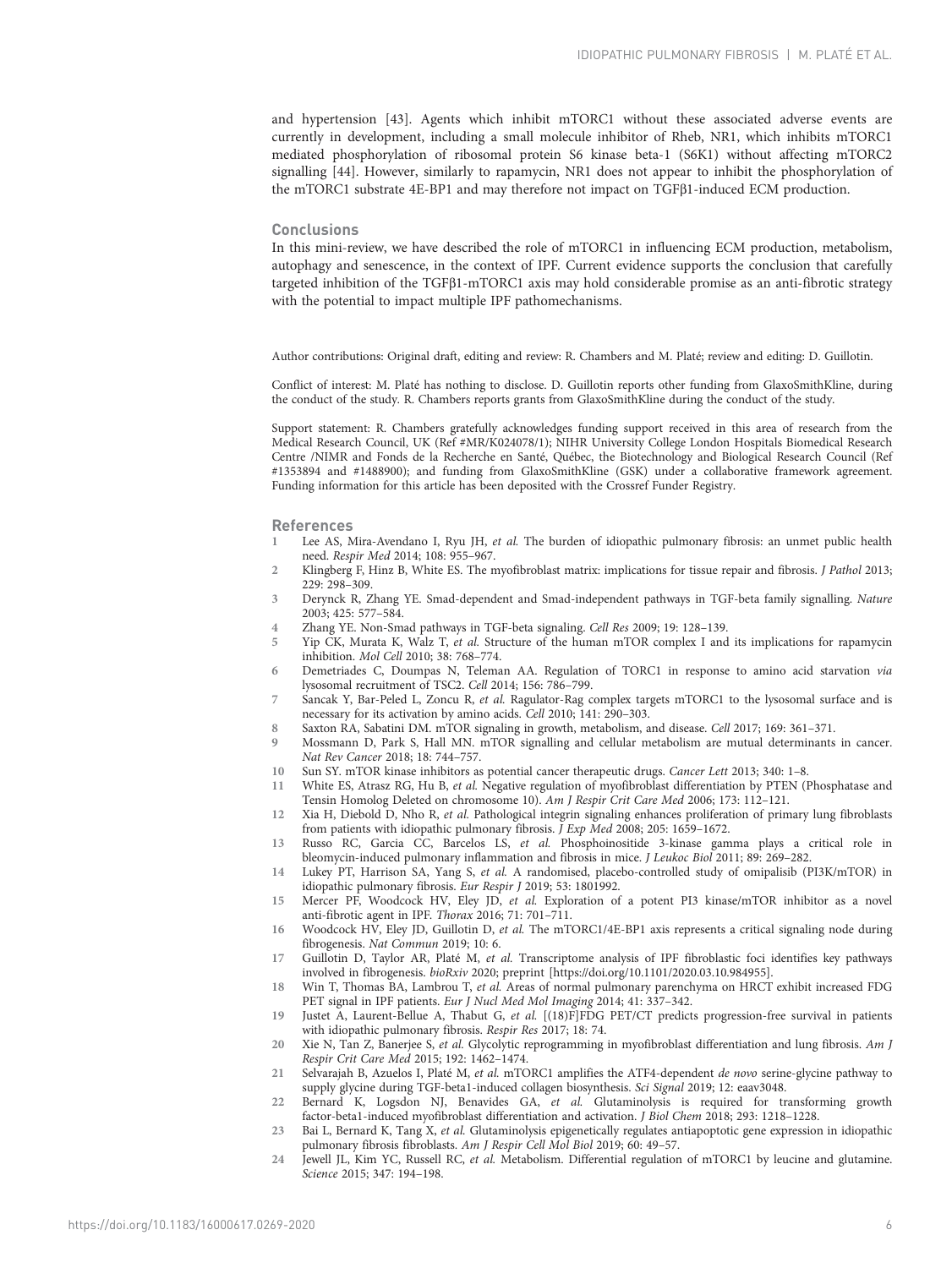and hypertension [43]. Agents which inhibit mTORC1 without these associated adverse events are currently in development, including a small molecule inhibitor of Rheb, NR1, which inhibits mTORC1 mediated phosphorylation of ribosomal protein S6 kinase beta-1 (S6K1) without affecting mTORC2 signalling [44]. However, similarly to rapamycin, NR1 does not appear to inhibit the phosphorylation of the mTORC1 substrate 4E-BP1 and may therefore not impact on TGFβ1-induced ECM production.

## Conclusions

In this mini-review, we have described the role of mTORC1 in influencing ECM production, metabolism, autophagy and senescence, in the context of IPF. Current evidence supports the conclusion that carefully targeted inhibition of the TGFβ1-mTORC1 axis may hold considerable promise as an anti-fibrotic strategy with the potential to impact multiple IPF pathomechanisms.

Author contributions: Original draft, editing and review: R. Chambers and M. Platé; review and editing: D. Guillotin.

Conflict of interest: M. Platé has nothing to disclose. D. Guillotin reports other funding from GlaxoSmithKline, during the conduct of the study. R. Chambers reports grants from GlaxoSmithKline during the conduct of the study.

Support statement: R. Chambers gratefully acknowledges funding support received in this area of research from the Medical Research Council, UK (Ref #MR/K024078/1); NIHR University College London Hospitals Biomedical Research Centre /NIMR and Fonds de la Recherche en Santé, Québec, the Biotechnology and Biological Research Council (Ref #1353894 and #1488900); and funding from GlaxoSmithKline (GSK) under a collaborative framework agreement. Funding information for this article has been deposited with the Crossref Funder Registry.

## References

1. Lee AS, Mira-Avendano I, Ryu JH, *et al.* The burden of idiopathic pulmonary fibrosis: an unmet public health need. *Respir Med* 2014; 108: 955–967.
2. Klingberg F, Hinz B, White ES. The myofibroblast matrix: implications for tissue repair and fibrosis. *J Pathol* 2013; 229: 298–309.
3. Derynck R, Zhang YE. Smad-dependent and Smad-independent pathways in TGF-beta family signalling. *Nature* 2003; 425: 577–584.
4. Zhang YE. Non-Smad pathways in TGF-beta signaling. *Cell Res* 2009; 19: 128–139.
5. Yip CK, Murata K, Walz T, *et al.* Structure of the human mTOR complex I and its implications for rapamycin inhibition. *Mol Cell* 2010; 38: 768–774.
6. Demetriades C, Doumpas N, Teleman AA. Regulation of TORC1 in response to amino acid starvation *via* lysosomal recruitment of TSC2. *Cell* 2014; 156: 786–799.
7. Sancak Y, Bar-Peled L, Zoncu R, *et al.* Ragulator-Rag complex targets mTORC1 to the lysosomal surface and is necessary for its activation by amino acids. *Cell* 2010; 141: 290–303.
8. Saxton RA, Sabatini DM. mTOR signaling in growth, metabolism, and disease. *Cell* 2017; 169: 361–371.
9. Mossmann D, Park S, Hall MN. mTOR signalling and cellular metabolism are mutual determinants in cancer. *Nat Rev Cancer* 2018; 18: 744–757.
10. Sun SY. mTOR kinase inhibitors as potential cancer therapeutic drugs. *Cancer Lett* 2013; 340: 1–8.
11. White ES, Atrasz RG, Hu B, *et al.* Negative regulation of myofibroblast differentiation by PTEN (Phosphatase and Tensin Homolog Deleted on chromosome 10). *Am J Respir Crit Care Med* 2006; 173: 112–121.
12. Xia H, Diebold D, Nho R, *et al.* Pathological integrin signaling enhances proliferation of primary lung fibroblasts from patients with idiopathic pulmonary fibrosis. *J Exp Med* 2008; 205: 1659–1672.
13. Russo RC, Garcia CC, Barcelos LS, *et al.* Phosphoinositide 3-kinase gamma plays a critical role in bleomycin-induced pulmonary inflammation and fibrosis in mice. *J Leukoc Biol* 2011; 89: 269–282.
14. Lukey PT, Harrison SA, Yang S, *et al.* A randomised, placebo-controlled study of omipalisib (PI3K/mTOR) in idiopathic pulmonary fibrosis. *Eur Respir J* 2019; 53: 1801992.
15. Mercer PF, Woodcock HV, Eley JD, *et al.* Exploration of a potent PI3 kinase/mTOR inhibitor as a novel anti-fibrotic agent in IPF. *Thorax* 2016; 71: 701–711.
16. Woodcock HV, Eley JD, Guillotin D, *et al.* The mTORC1/4E-BP1 axis represents a critical signaling node during fibrogenesis. *Nat Commun* 2019; 10: 6.
17. Guillotin D, Taylor AR, Platé M, *et al.* Transcriptome analysis of IPF fibroblastic foci identifies key pathways involved in fibrogenesis. *bioRxiv* 2020; preprint [https://doi.org/10.1101/2020.03.10.984955].
18. Win T, Thomas BA, Lambrou T, *et al.* Areas of normal pulmonary parenchyma on HRCT exhibit increased FDG PET signal in IPF patients. *Eur J Nucl Med Mol Imaging* 2014; 41: 337–342.
19. Justet A, Laurent-Bellue A, Thabut G, *et al.* [(18)F]FDG PET/CT predicts progression-free survival in patients with idiopathic pulmonary fibrosis. *Respir Res* 2017; 18: 74.
20. Xie N, Tan Z, Banerjee S, *et al.* Glycolytic reprogramming in myofibroblast differentiation and lung fibrosis. *Am J Respir Crit Care Med* 2015; 192: 1462–1474.
21. Selvarajah B, Azuelos I, Platé M, *et al.* mTORC1 amplifies the ATF4-dependent *de novo* serine-glycine pathway to supply glycine during TGF-beta1-induced collagen biosynthesis. *Sci Signal* 2019; 12: eaav3048.
22. Bernard K, Logsdon NJ, Benavides GA, *et al.* Glutaminolysis is required for transforming growth factor-beta1-induced myofibroblast differentiation and activation. *J Biol Chem* 2018; 293: 1218–1228.
23. Bai L, Bernard K, Tang X, *et al.* Glutaminolysis epigenetically regulates antiapoptotic gene expression in idiopathic pulmonary fibrosis fibroblasts. *Am J Respir Cell Mol Biol* 2019; 60: 49–57.
24. Jewell JL, Kim YC, Russell RC, *et al.* Metabolism. Differential regulation of mTORC1 by leucine and glutamine. *Science* 2015; 347: 194–198.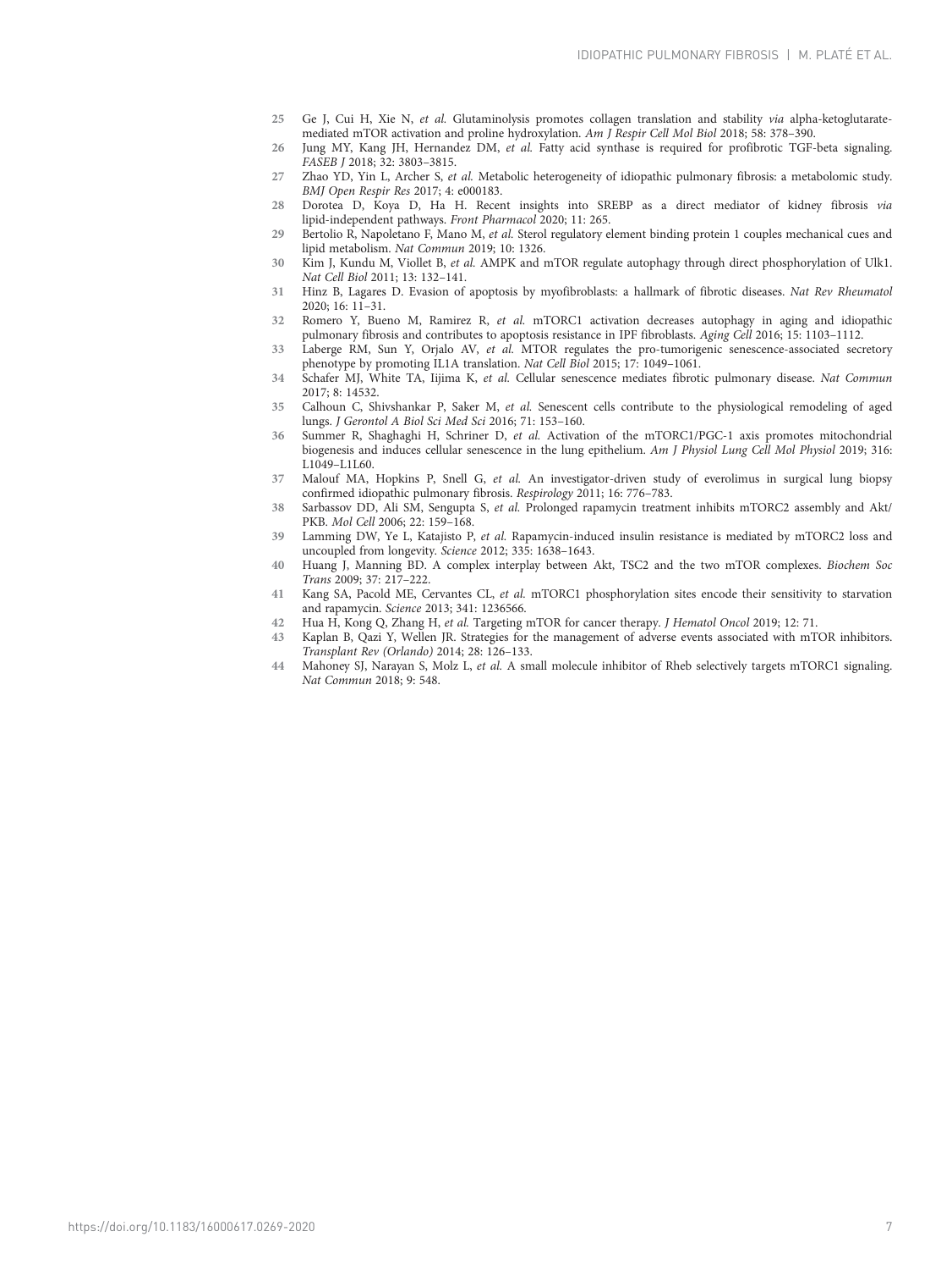25 Ge J, Cui H, Xie N, *et al.* Glutaminolysis promotes collagen translation and stability *via* alpha-ketoglutarate-mediated mTOR activation and proline hydroxylation. *Am J Respir Cell Mol Biol* 2018; 58: 378–390.

26 Jung MY, Kang JH, Hernandez DM, *et al.* Fatty acid synthase is required for profibrotic TGF-beta signaling. *FASEB J* 2018; 32: 3803–3815.

27 Zhao YD, Yin L, Archer S, *et al.* Metabolic heterogeneity of idiopathic pulmonary fibrosis: a metabolomic study. *BMJ Open Respir Res* 2017; 4: e000183.

28 Dorotea D, Koya D, Ha H. Recent insights into SREBP as a direct mediator of kidney fibrosis *via* lipid-independent pathways. *Front Pharmacol* 2020; 11: 265.

29 Bertolio R, Napoletano F, Mano M, *et al.* Sterol regulatory element binding protein 1 couples mechanical cues and lipid metabolism. *Nat Commun* 2019; 10: 1326.

30 Kim J, Kundu M, Viollet B, *et al.* AMPK and mTOR regulate autophagy through direct phosphorylation of Ulk1. *Nat Cell Biol* 2011; 13: 132–141.

31 Hinz B, Lagares D. Evasion of apoptosis by myofibroblasts: a hallmark of fibrotic diseases. *Nat Rev Rheumatol* 2020; 16: 11–31.

32 Romero Y, Bueno M, Ramirez R, *et al.* mTORC1 activation decreases autophagy in aging and idiopathic pulmonary fibrosis and contributes to apoptosis resistance in IPF fibroblasts. *Aging Cell* 2016; 15: 1103–1112.

33 Laberge RM, Sun Y, Orjalo AV, *et al.* MTOR regulates the pro-tumorigenic senescence-associated secretory phenotype by promoting IL1A translation. *Nat Cell Biol* 2015; 17: 1049–1061.

34 Schafer MJ, White TA, Iijima K, *et al.* Cellular senescence mediates fibrotic pulmonary disease. *Nat Commun* 2017; 8: 14532.

35 Calhoun C, Shivshankar P, Saker M, *et al.* Senescent cells contribute to the physiological remodeling of aged lungs. *J Gerontol A Biol Sci Med Sci* 2016; 71: 153–160.

36 Summer R, Shaghaghi H, Schriner D, *et al.* Activation of the mTORC1/PGC-1 axis promotes mitochondrial biogenesis and induces cellular senescence in the lung epithelium. *Am J Physiol Lung Cell Mol Physiol* 2019; 316: L1049–L1L60.

37 Malouf MA, Hopkins P, Snell G, *et al.* An investigator-driven study of everolimus in surgical lung biopsy confirmed idiopathic pulmonary fibrosis. *Respirology* 2011; 16: 776–783.

38 Sarbassov DD, Ali SM, Sengupta S, *et al.* Prolonged rapamycin treatment inhibits mTORC2 assembly and Akt/PKB. *Mol Cell* 2006; 22: 159–168.

39 Lamming DW, Ye L, Katajisto P, *et al.* Rapamycin-induced insulin resistance is mediated by mTORC2 loss and uncoupled from longevity. *Science* 2012; 335: 1638–1643.

40 Huang J, Manning BD. A complex interplay between Akt, TSC2 and the two mTOR complexes. *Biochem Soc Trans* 2009; 37: 217–222.

41 Kang SA, Pacold ME, Cervantes CL, *et al.* mTORC1 phosphorylation sites encode their sensitivity to starvation and rapamycin. *Science* 2013; 341: 1236566.

42 Hua H, Kong Q, Zhang H, *et al.* Targeting mTOR for cancer therapy. *J Hematol Oncol* 2019; 12: 71.

43 Kaplan B, Qazi Y, Wellen JR. Strategies for the management of adverse events associated with mTOR inhibitors. *Transplant Rev (Orlando)* 2014; 28: 126–133.

44 Mahoney SJ, Narayan S, Molz L, *et al.* A small molecule inhibitor of Rheb selectively targets mTORC1 signaling. *Nat Commun* 2018; 9: 548.